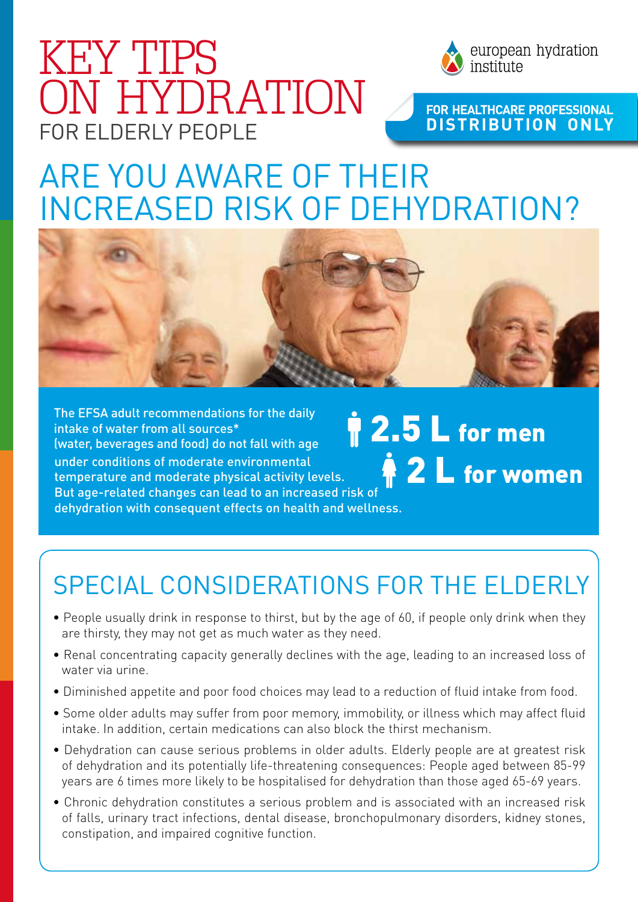# KEY TIPS ON HYDRATION

FOR ELDERLY PEOPLE

european hydration institute

**FOR HEALTHCARE PROFESSIONAL DISTRIBUTION ONLY**

## ARE YOU AWARE OF THEIR INCREASED RISK OF DEHYDRATION?

The EFSA adult recommendations for the daily intake of water from all sources* (water, beverages and food) do not fall with age under conditions of moderate environmental temperature and moderate physical activity levels. But age-related changes can lead to an increased risk of dehydration with consequent effects on health and wellness.

**2.5 L for men**

**2 L for women**

## SPECIAL CONSIDERATIONS FOR THE ELDERLY

- People usually drink in response to thirst, but by the age of 60, if people only drink when they are thirsty, they may not get as much water as they need.
- Renal concentrating capacity generally declines with the age, leading to an increased loss of water via urine.
- Diminished appetite and poor food choices may lead to a reduction of fluid intake from food.
- Some older adults may suffer from poor memory, immobility, or illness which may affect fluid intake. In addition, certain medications can also block the thirst mechanism.
- Dehydration can cause serious problems in older adults. Elderly people are at greatest risk of dehydration and its potentially life-threatening consequences: People aged between 85-99 years are 6 times more likely to be hospitalised for dehydration than those aged 65-69 years.
- Chronic dehydration constitutes a serious problem and is associated with an increased risk of falls, urinary tract infections, dental disease, bronchopulmonary disorders, kidney stones, constipation, and impaired cognitive function.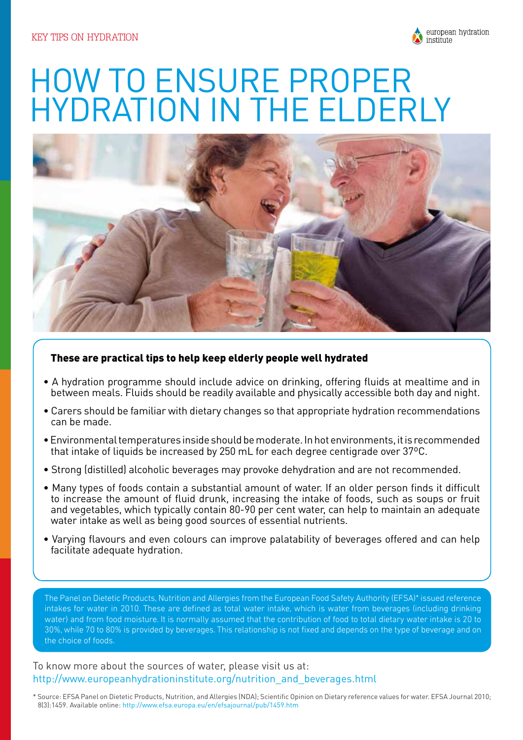KEY TIPS ON HYDRATION

# HOW TO ENSURE PROPER HYDRATION IN THE ELDERLY

**These are practical tips to help keep elderly people well hydrated**

- A hydration programme should include advice on drinking, offering fluids at mealtime and in between meals. Fluids should be readily available and physically accessible both day and night.
- Carers should be familiar with dietary changes so that appropriate hydration recommendations can be made.
- Environmental temperatures inside should be moderate. In hot environments, it is recommended that intake of liquids be increased by 250 mL for each degree centigrade over 37ºC.
- Strong (distilled) alcoholic beverages may provoke dehydration and are not recommended.
- Many types of foods contain a substantial amount of water. If an older person finds it difficult to increase the amount of fluid drunk, increasing the intake of foods, such as soups or fruit and vegetables, which typically contain 80-90 per cent water, can help to maintain an adequate water intake as well as being good sources of essential nutrients.
- Varying flavours and even colours can improve palatability of beverages offered and can help facilitate adequate hydration.

The Panel on Dietetic Products, Nutrition and Allergies from the European Food Safety Authority (EFSA)* issued reference intakes for water in 2010. These are defined as total water intake, which is water from beverages (including drinking water) and from food moisture. It is normally assumed that the contribution of food to total dietary water intake is 20 to 30%, while 70 to 80% is provided by beverages. This relationship is not fixed and depends on the type of beverage and on the choice of foods.

To know more about the sources of water, please visit us at:
http://www.europeanhydrationinstitute.org/nutrition_and_beverages.html

\* Source: EFSA Panel on Dietetic Products, Nutrition, and Allergies (NDA); Scientific Opinion on Dietary reference values for water. EFSA Journal 2010; 8(3):1459. Available online: http://www.efsa.europa.eu/en/efsajournal/pub/1459.htm